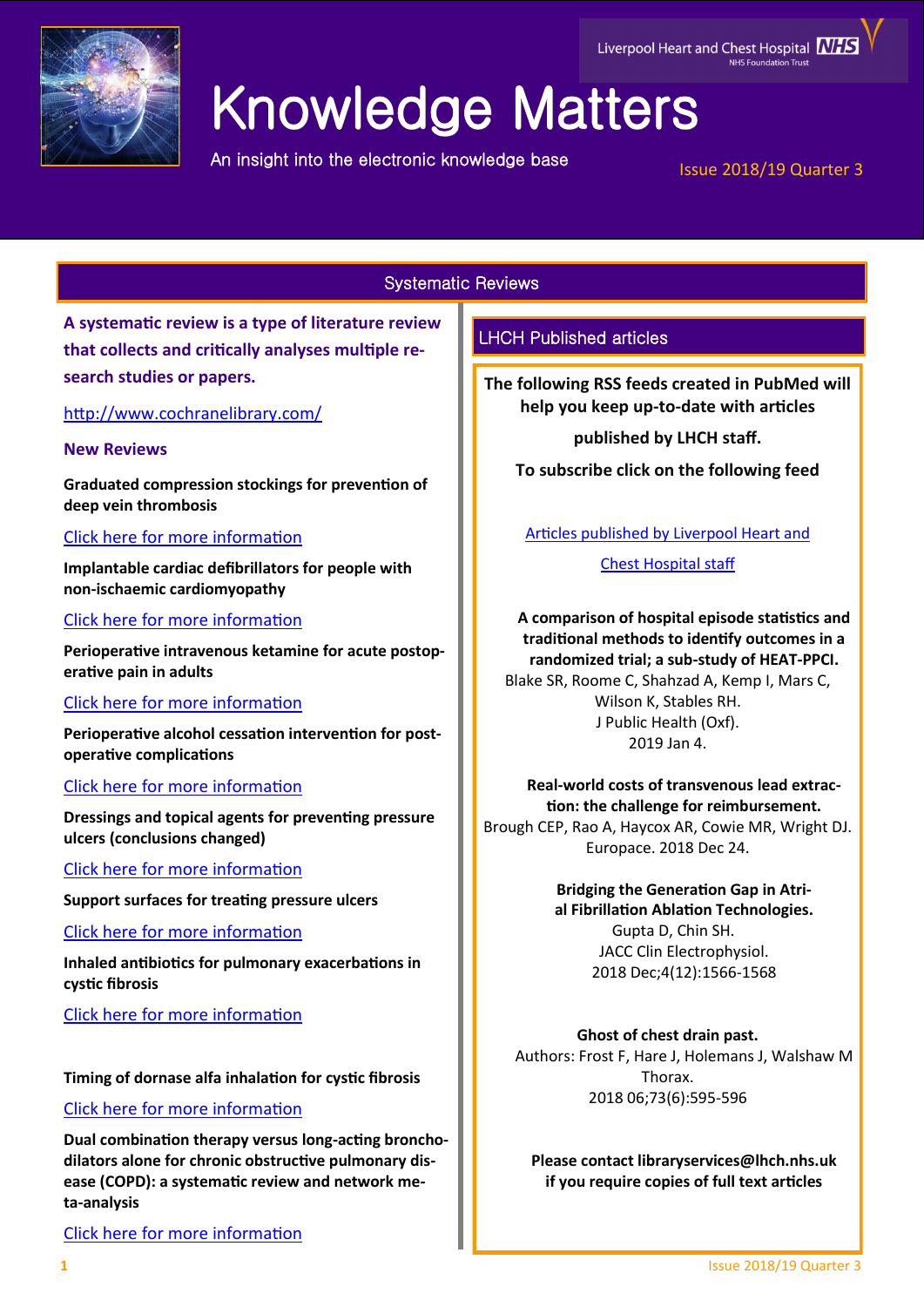# Knowledge Matters

Liverpool Heart and Chest Hospital NHS Foundation Trust

An insight into the electronic knowledge base

Issue 2018/19 Quarter 3

## Systematic Reviews

**A systematic review is a type of literature review that collects and critically analyses multiple research studies or papers.**

http://www.cochranelibrary.com/

### New Reviews

**Graduated compression stockings for prevention of deep vein thrombosis**

Click here for more information

**Implantable cardiac defibrillators for people with non-ischaemic cardiomyopathy**

Click here for more information

**Perioperative intravenous ketamine for acute postoperative pain in adults**

Click here for more information

**Perioperative alcohol cessation intervention for postoperative complications**

Click here for more information

**Dressings and topical agents for preventing pressure ulcers (conclusions changed)**

Click here for more information

**Support surfaces for treating pressure ulcers**

Click here for more information

**Inhaled antibiotics for pulmonary exacerbations in cystic fibrosis**

Click here for more information

**Timing of dornase alfa inhalation for cystic fibrosis**

Click here for more information

**Dual combination therapy versus long-acting bronchodilators alone for chronic obstructive pulmonary disease (COPD): a systematic review and network meta-analysis**

Click here for more information

## LHCH Published articles

**The following RSS feeds created in PubMed will help you keep up-to-date with articles published by LHCH staff.**

**To subscribe click on the following feed**

Articles published by Liverpool Heart and Chest Hospital staff

**A comparison of hospital episode statistics and traditional methods to identify outcomes in a randomized trial; a sub-study of HEAT-PPCI.**
Blake SR, Roome C, Shahzad A, Kemp I, Mars C, Wilson K, Stables RH.
J Public Health (Oxf).
2019 Jan 4.

**Real-world costs of transvenous lead extraction: the challenge for reimbursement.**
Brough CEP, Rao A, Haycox AR, Cowie MR, Wright DJ.
Europace. 2018 Dec 24.

**Bridging the Generation Gap in Atrial Fibrillation Ablation Technologies.**
Gupta D, Chin SH.
JACC Clin Electrophysiol.
2018 Dec;4(12):1566-1568

**Ghost of chest drain past.**
Authors: Frost F, Hare J, Holemans J, Walshaw M
Thorax.
2018 06;73(6):595-596

**Please contact libraryservices@lhch.nhs.uk if you require copies of full text articles**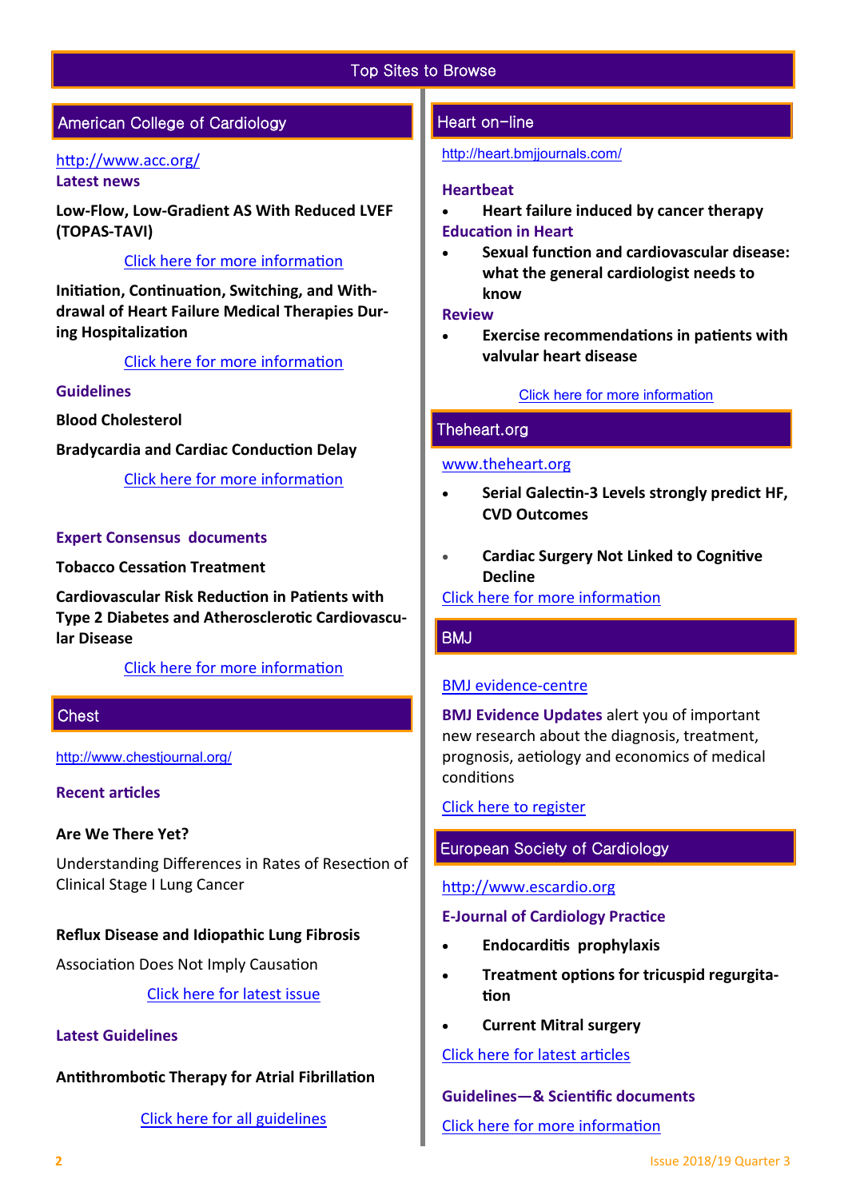# Top Sites to Browse

## American College of Cardiology

http://www.acc.org/

**Latest news**

**Low-Flow, Low-Gradient AS With Reduced LVEF (TOPAS-TAVI)**

Click here for more information

**Initiation, Continuation, Switching, and Withdrawal of Heart Failure Medical Therapies During Hospitalization**

Click here for more information

**Guidelines**

**Blood Cholesterol**

**Bradycardia and Cardiac Conduction Delay**

Click here for more information

**Expert Consensus documents**

**Tobacco Cessation Treatment**

**Cardiovascular Risk Reduction in Patients with Type 2 Diabetes and Atherosclerotic Cardiovascular Disease**

Click here for more information

## Chest

http://www.chestjournal.org/

**Recent articles**

**Are We There Yet?**

Understanding Differences in Rates of Resection of Clinical Stage I Lung Cancer

**Reflux Disease and Idiopathic Lung Fibrosis**

Association Does Not Imply Causation

Click here for latest issue

**Latest Guidelines**

**Antithrombotic Therapy for Atrial Fibrillation**

Click here for all guidelines

## Heart on-line

http://heart.bmjjournals.com/

**Heartbeat**

- **Heart failure induced by cancer therapy**

**Education in Heart**

- **Sexual function and cardiovascular disease: what the general cardiologist needs to know**

**Review**

- **Exercise recommendations in patients with valvular heart disease**

Click here for more information

## Theheart.org

www.theheart.org

- **Serial Galectin-3 Levels strongly predict HF, CVD Outcomes**
- **Cardiac Surgery Not Linked to Cognitive Decline**

Click here for more information

## BMJ

BMJ evidence-centre

**BMJ Evidence Updates** alert you of important new research about the diagnosis, treatment, prognosis, aetiology and economics of medical conditions

Click here to register

## European Society of Cardiology

http://www.escardio.org

**E-Journal of Cardiology Practice**

- **Endocarditis prophylaxis**
- **Treatment options for tricuspid regurgitation**
- **Current Mitral surgery**

Click here for latest articles

**Guidelines—& Scientific documents**

Click here for more information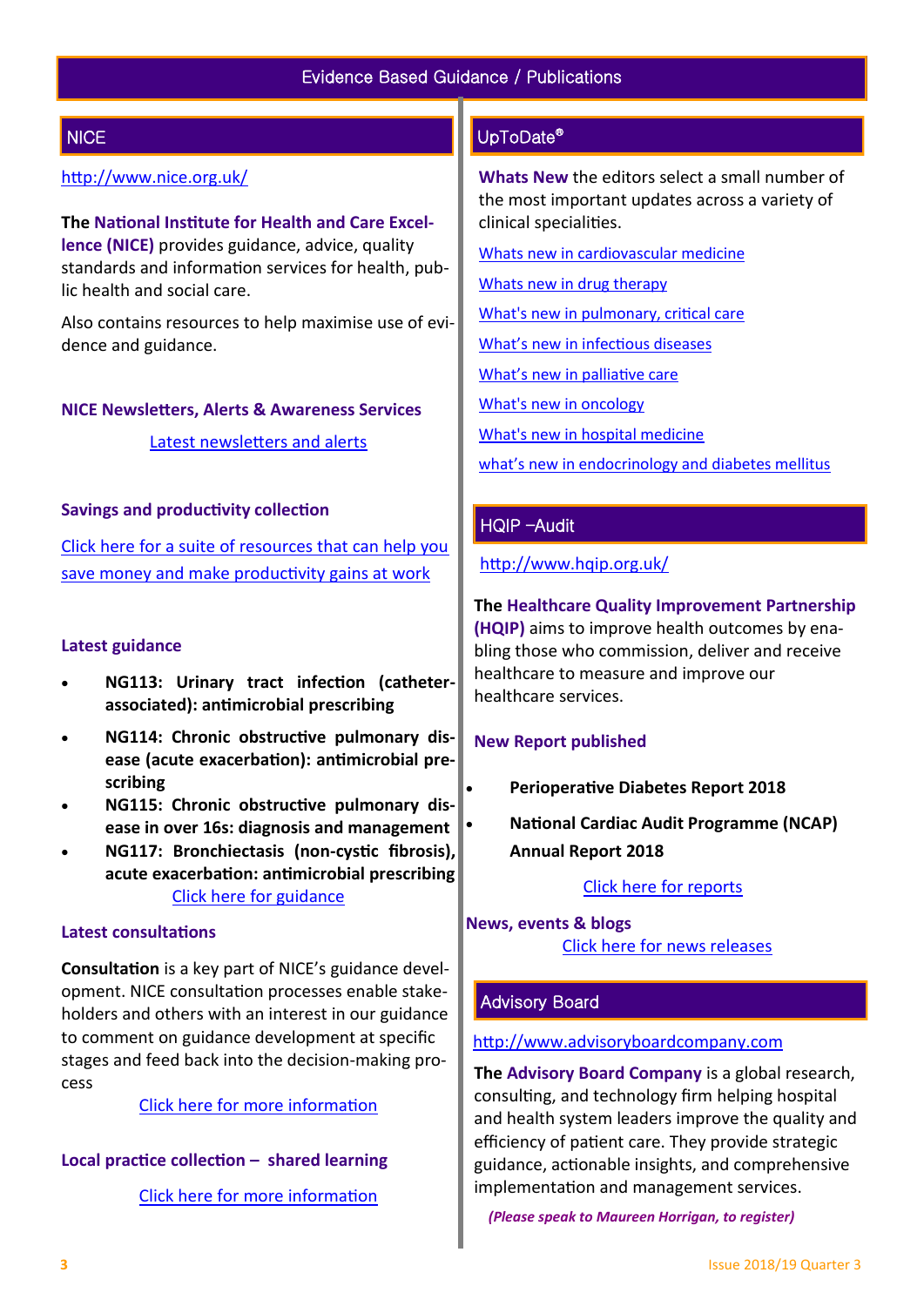# Evidence Based Guidance / Publications

## NICE

http://www.nice.org.uk/

**The National Institute for Health and Care Excellence (NICE)** provides guidance, advice, quality standards and information services for health, public health and social care.

Also contains resources to help maximise use of evidence and guidance.

### NICE Newsletters, Alerts & Awareness Services

Latest newsletters and alerts

### Savings and productivity collection

Click here for a suite of resources that can help you save money and make productivity gains at work

### Latest guidance

- **NG113: Urinary tract infection (catheter-associated): antimicrobial prescribing**
- **NG114: Chronic obstructive pulmonary disease (acute exacerbation): antimicrobial prescribing**
- **NG115: Chronic obstructive pulmonary disease in over 16s: diagnosis and management**
- **NG117: Bronchiectasis (non-cystic fibrosis), acute exacerbation: antimicrobial prescribing**

Click here for guidance

### Latest consultations

**Consultation** is a key part of NICE's guidance development. NICE consultation processes enable stakeholders and others with an interest in our guidance to comment on guidance development at specific stages and feed back into the decision-making process

Click here for more information

### Local practice collection – shared learning

Click here for more information

## UpToDate®

**Whats New** the editors select a small number of the most important updates across a variety of clinical specialities.

Whats new in cardiovascular medicine

Whats new in drug therapy

What's new in pulmonary, critical care

What's new in infectious diseases

What's new in palliative care

What's new in oncology

What's new in hospital medicine

what's new in endocrinology and diabetes mellitus

## HQIP –Audit

http://www.hqip.org.uk/

**The Healthcare Quality Improvement Partnership (HQIP)** aims to improve health outcomes by enabling those who commission, deliver and receive healthcare to measure and improve our healthcare services.

### New Report published

- **Perioperative Diabetes Report 2018**
- **National Cardiac Audit Programme (NCAP) Annual Report 2018**

Click here for reports

### News, events & blogs

Click here for news releases

## Advisory Board

http://www.advisoryboardcompany.com

**The Advisory Board Company** is a global research, consulting, and technology firm helping hospital and health system leaders improve the quality and efficiency of patient care. They provide strategic guidance, actionable insights, and comprehensive implementation and management services.

***(Please speak to Maureen Horrigan, to register)***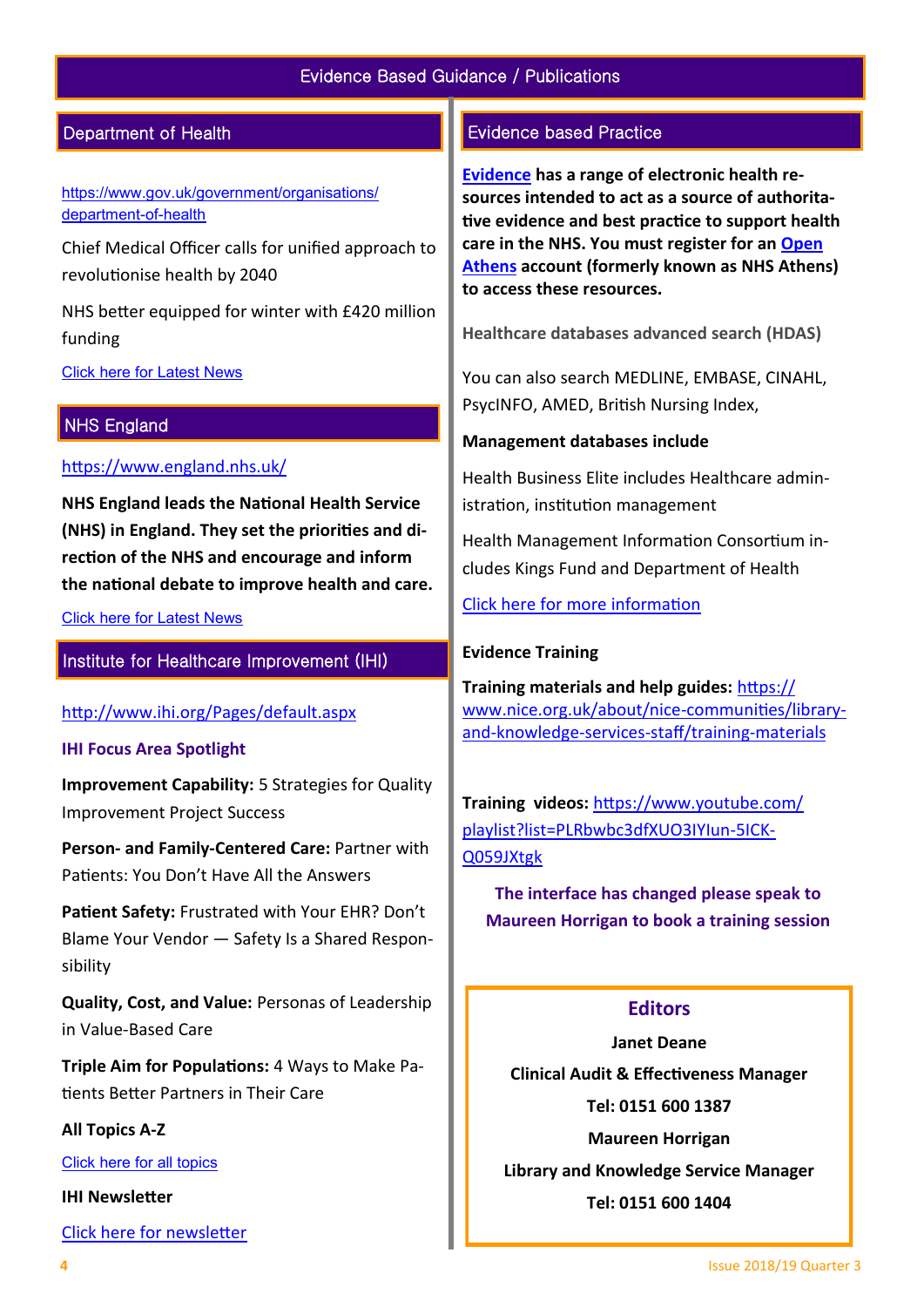# Evidence Based Guidance / Publications

## Department of Health

https://www.gov.uk/government/organisations/department-of-health

Chief Medical Officer calls for unified approach to revolutionise health by 2040

NHS better equipped for winter with £420 million funding

Click here for Latest News

## NHS England

https://www.england.nhs.uk/

**NHS England leads the National Health Service (NHS) in England. They set the priorities and direction of the NHS and encourage and inform the national debate to improve health and care.**

Click here for Latest News

## Institute for Healthcare Improvement (IHI)

http://www.ihi.org/Pages/default.aspx

**IHI Focus Area Spotlight**

**Improvement Capability:** 5 Strategies for Quality Improvement Project Success

**Person- and Family-Centered Care:** Partner with Patients: You Don't Have All the Answers

**Patient Safety:** Frustrated with Your EHR? Don't Blame Your Vendor — Safety Is a Shared Responsibility

**Quality, Cost, and Value:** Personas of Leadership in Value-Based Care

**Triple Aim for Populations:** 4 Ways to Make Patients Better Partners in Their Care

**All Topics A-Z**

Click here for all topics

**IHI Newsletter**

Click here for newsletter

## Evidence based Practice

**Evidence has a range of electronic health resources intended to act as a source of authoritative evidence and best practice to support health care in the NHS. You must register for an Open Athens account (formerly known as NHS Athens) to access these resources.**

**Healthcare databases advanced search (HDAS)**

You can also search MEDLINE, EMBASE, CINAHL, PsycINFO, AMED, British Nursing Index,

**Management databases include**

Health Business Elite includes Healthcare administration, institution management

Health Management Information Consortium includes Kings Fund and Department of Health

Click here for more information

**Evidence Training**

**Training materials and help guides:** https://www.nice.org.uk/about/nice-communities/library-and-knowledge-services-staff/training-materials

**Training videos:** https://www.youtube.com/playlist?list=PLRbwbc3dfXUO3IYIun-5ICK-Q059JXtgk

**The interface has changed please speak to Maureen Horrigan to book a training session**

### Editors

**Janet Deane**

**Clinical Audit & Effectiveness Manager**

**Tel: 0151 600 1387**

**Maureen Horrigan**

**Library and Knowledge Service Manager**

**Tel: 0151 600 1404**